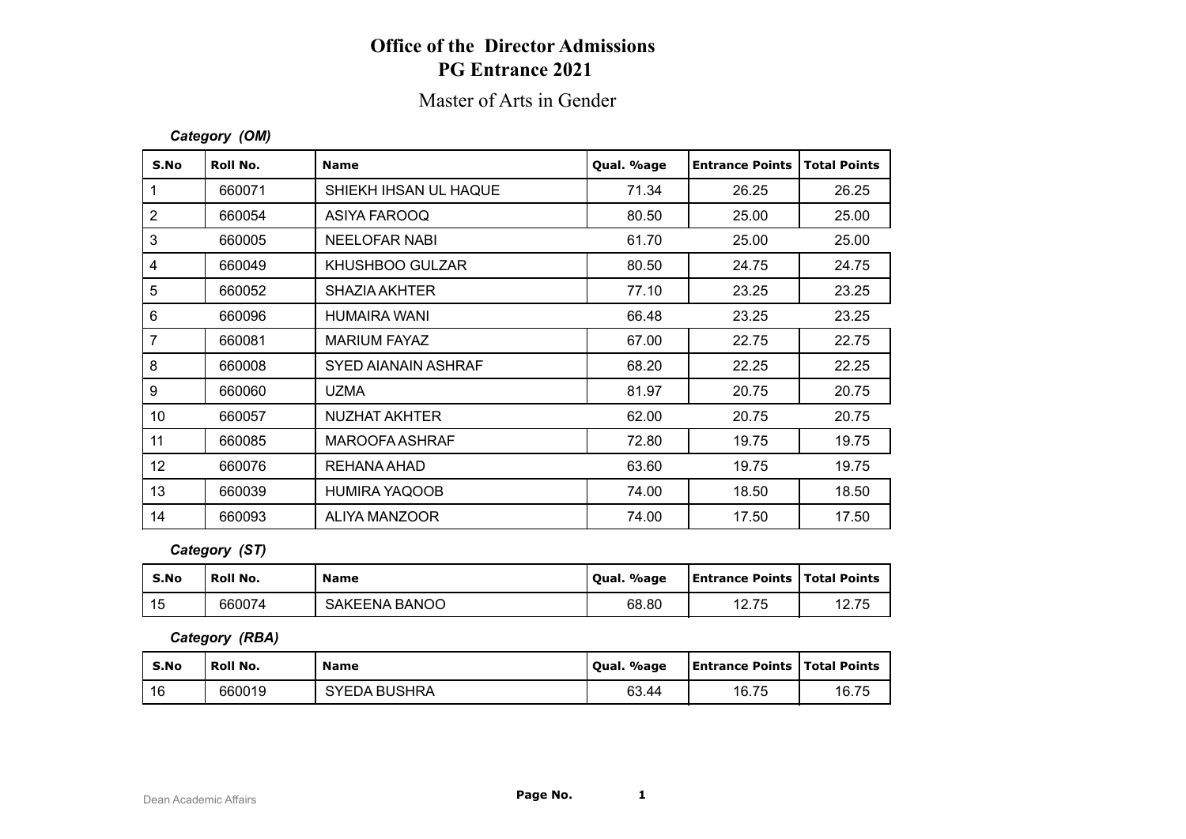# Office of the Director Admissions
# PG Entrance 2021

## Master of Arts in Gender

***Category (OM)***

| S.No | Roll No. | Name | Qual. %age | Entrance Points | Total Points |
|---|---|---|---|---|---|
| 1 | 660071 | SHIEKH IHSAN UL HAQUE | 71.34 | 26.25 | 26.25 |
| 2 | 660054 | ASIYA FAROOQ | 80.50 | 25.00 | 25.00 |
| 3 | 660005 | NEELOFAR NABI | 61.70 | 25.00 | 25.00 |
| 4 | 660049 | KHUSHBOO GULZAR | 80.50 | 24.75 | 24.75 |
| 5 | 660052 | SHAZIA AKHTER | 77.10 | 23.25 | 23.25 |
| 6 | 660096 | HUMAIRA WANI | 66.48 | 23.25 | 23.25 |
| 7 | 660081 | MARIUM FAYAZ | 67.00 | 22.75 | 22.75 |
| 8 | 660008 | SYED AIANAIN ASHRAF | 68.20 | 22.25 | 22.25 |
| 9 | 660060 | UZMA | 81.97 | 20.75 | 20.75 |
| 10 | 660057 | NUZHAT AKHTER | 62.00 | 20.75 | 20.75 |
| 11 | 660085 | MAROOFA ASHRAF | 72.80 | 19.75 | 19.75 |
| 12 | 660076 | REHANA AHAD | 63.60 | 19.75 | 19.75 |
| 13 | 660039 | HUMIRA YAQOOB | 74.00 | 18.50 | 18.50 |
| 14 | 660093 | ALIYA MANZOOR | 74.00 | 17.50 | 17.50 |

***Category (ST)***

| S.No | Roll No. | Name | Qual. %age | Entrance Points | Total Points |
|---|---|---|---|---|---|
| 15 | 660074 | SAKEENA BANOO | 68.80 | 12.75 | 12.75 |

***Category (RBA)***

| S.No | Roll No. | Name | Qual. %age | Entrance Points | Total Points |
|---|---|---|---|---|---|
| 16 | 660019 | SYEDA BUSHRA | 63.44 | 16.75 | 16.75 |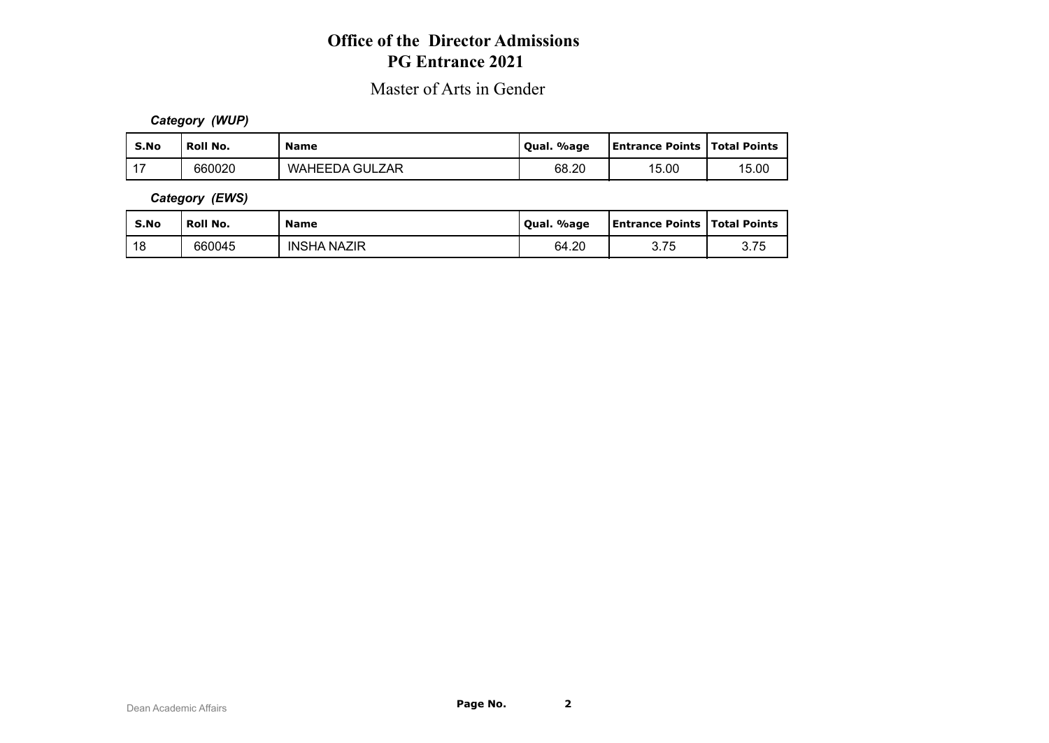# Office of the Director Admissions
# PG Entrance 2021

## Master of Arts in Gender

***Category (WUP)***

| S.No | Roll No. | Name | Qual. %age | Entrance Points | Total Points |
|---|---|---|---|---|---|
| 17 | 660020 | WAHEEDA GULZAR | 68.20 | 15.00 | 15.00 |

***Category (EWS)***

| S.No | Roll No. | Name | Qual. %age | Entrance Points | Total Points |
|---|---|---|---|---|---|
| 18 | 660045 | INSHA NAZIR | 64.20 | 3.75 | 3.75 |

Dean Academic Affairs